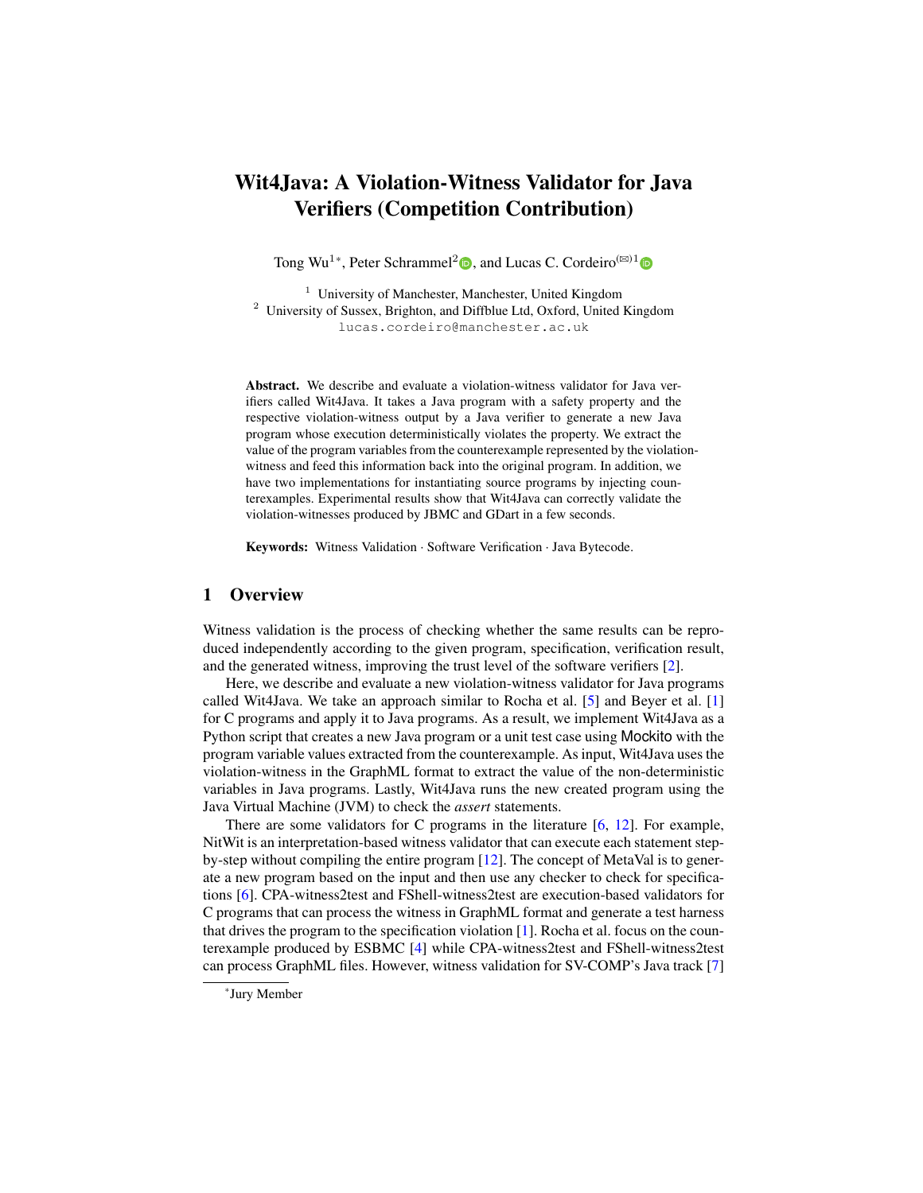# Wit4Java: A Violation-Witness Validator for Java Verifiers (Competition Contribution)

Tong Wu[1*], Peter Schrammel[2], and Lucas C. Cordeiro[(✉)1]

[1] University of Manchester, Manchester, United Kingdom
[2] University of Sussex, Brighton, and Diffblue Ltd, Oxford, United Kingdom
lucas.cordeiro@manchester.ac.uk

**Abstract.** We describe and evaluate a violation-witness validator for Java verifiers called Wit4Java. It takes a Java program with a safety property and the respective violation-witness output by a Java verifier to generate a new Java program whose execution deterministically violates the property. We extract the value of the program variables from the counterexample represented by the violation-witness and feed this information back into the original program. In addition, we have two implementations for instantiating source programs by injecting counterexamples. Experimental results show that Wit4Java can correctly validate the violation-witnesses produced by JBMC and GDart in a few seconds.

**Keywords:** Witness Validation · Software Verification · Java Bytecode.

## 1 Overview

Witness validation is the process of checking whether the same results can be reproduced independently according to the given program, specification, verification result, and the generated witness, improving the trust level of the software verifiers [2].

Here, we describe and evaluate a new violation-witness validator for Java programs called Wit4Java. We take an approach similar to Rocha et al. [5] and Beyer et al. [1] for C programs and apply it to Java programs. As a result, we implement Wit4Java as a Python script that creates a new Java program or a unit test case using Mockito with the program variable values extracted from the counterexample. As input, Wit4Java uses the violation-witness in the GraphML format to extract the value of the non-deterministic variables in Java programs. Lastly, Wit4Java runs the new created program using the Java Virtual Machine (JVM) to check the *assert* statements.

There are some validators for C programs in the literature [6, 12]. For example, NitWit is an interpretation-based witness validator that can execute each statement step-by-step without compiling the entire program [12]. The concept of MetaVal is to generate a new program based on the input and then use any checker to check for specifications [6]. CPA-witness2test and FShell-witness2test are execution-based validators for C programs that can process the witness in GraphML format and generate a test harness that drives the program to the specification violation [1]. Rocha et al. focus on the counterexample produced by ESBMC [4] while CPA-witness2test and FShell-witness2test can process GraphML files. However, witness validation for SV-COMP's Java track [7]

*Jury Member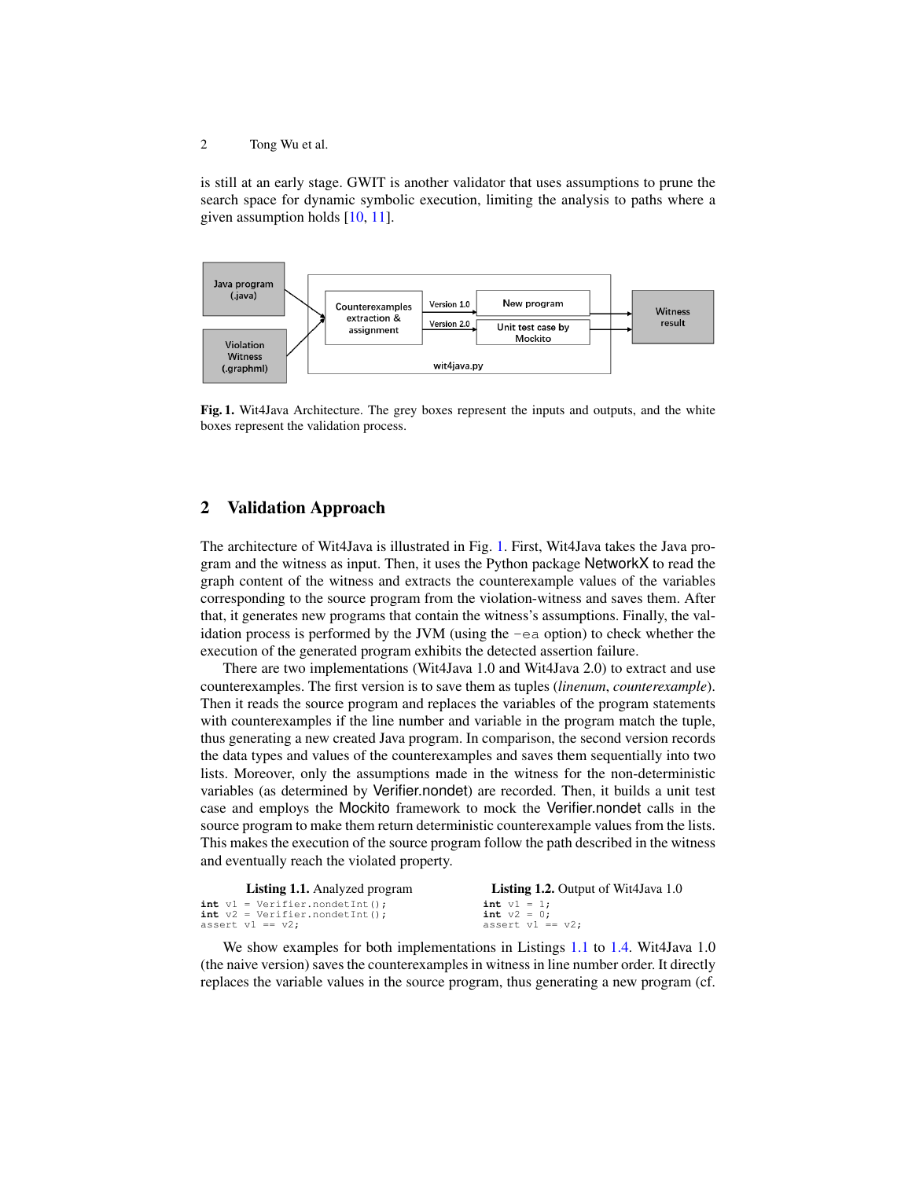is still at an early stage. GWIT is another validator that uses assumptions to prune the search space for dynamic symbolic execution, limiting the analysis to paths where a given assumption holds [10, 11].

**Fig. 1.** Wit4Java Architecture. The grey boxes represent the inputs and outputs, and the white boxes represent the validation process.

## 2 Validation Approach

The architecture of Wit4Java is illustrated in Fig. 1. First, Wit4Java takes the Java program and the witness as input. Then, it uses the Python package NetworkX to read the graph content of the witness and extracts the counterexample values of the variables corresponding to the source program from the violation-witness and saves them. After that, it generates new programs that contain the witness's assumptions. Finally, the validation process is performed by the JVM (using the `-ea` option) to check whether the execution of the generated program exhibits the detected assertion failure.

There are two implementations (Wit4Java 1.0 and Wit4Java 2.0) to extract and use counterexamples. The first version is to save them as tuples (*linenum*, *counterexample*). Then it reads the source program and replaces the variables of the program statements with counterexamples if the line number and variable in the program match the tuple, thus generating a new created Java program. In comparison, the second version records the data types and values of the counterexamples and saves them sequentially into two lists. Moreover, only the assumptions made in the witness for the non-deterministic variables (as determined by Verifier.nondet) are recorded. Then, it builds a unit test case and employs the Mockito framework to mock the Verifier.nondet calls in the source program to make them return deterministic counterexample values from the lists. This makes the execution of the source program follow the path described in the witness and eventually reach the violated property.

**Listing 1.1.** Analyzed program

```
int v1 = Verifier.nondetInt();
int v2 = Verifier.nondetInt();
assert v1 == v2;
```

**Listing 1.2.** Output of Wit4Java 1.0

```
int v1 = 1;
int v2 = 0;
assert v1 == v2;
```

We show examples for both implementations in Listings 1.1 to 1.4. Wit4Java 1.0 (the naive version) saves the counterexamples in witness in line number order. It directly replaces the variable values in the source program, thus generating a new program (cf.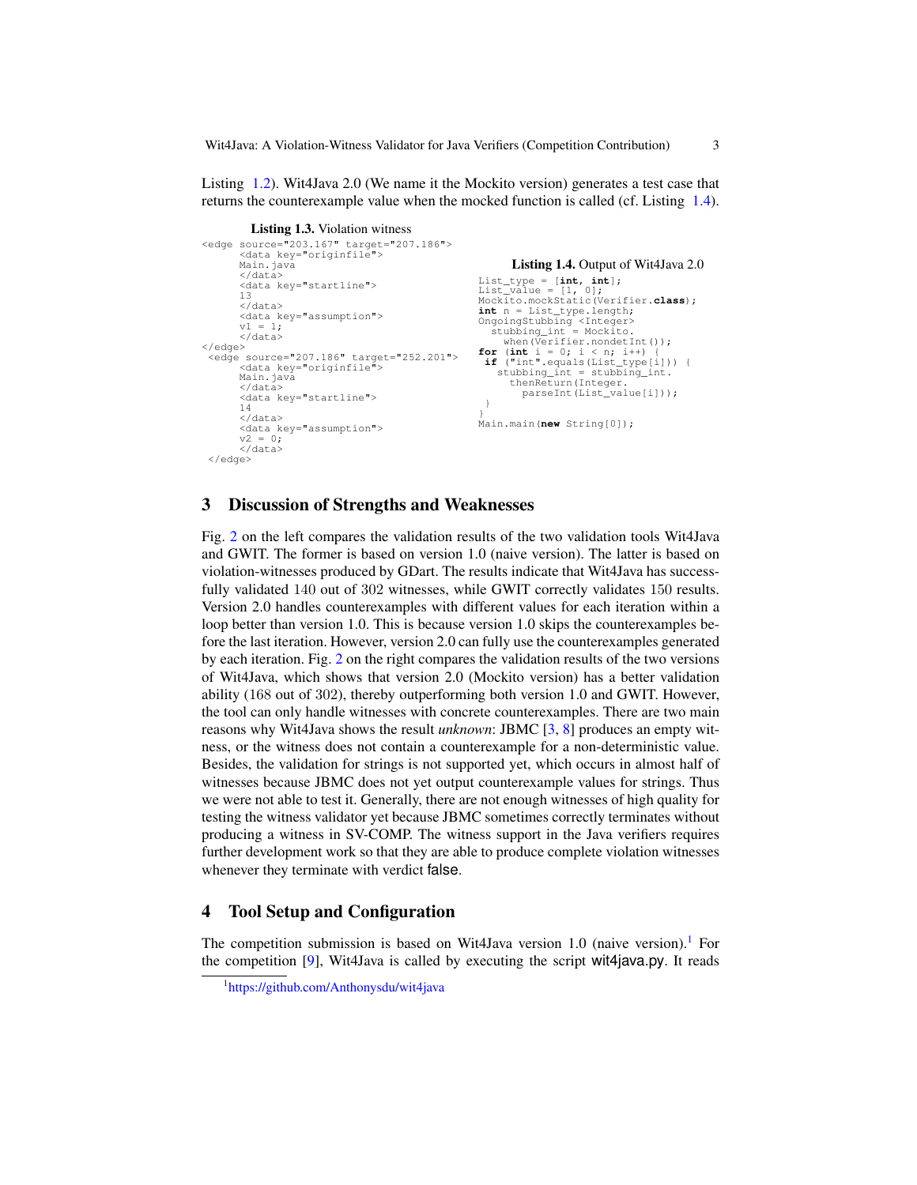Listing 1.2). Wit4Java 2.0 (We name it the Mockito version) generates a test case that returns the counterexample value when the mocked function is called (cf. Listing 1.4).

**Listing 1.3.** Violation witness

```
<edge source="203.167" target="207.186">
      <data key="originfile">
      Main.java
      </data>
      <data key="startline">
      13
      </data>
      <data key="assumption">
      v1 = 1;
      </data>
</edge>
 <edge source="207.186" target="252.201">
      <data key="originfile">
      Main.java
      </data>
      <data key="startline">
      14
      </data>
      <data key="assumption">
      v2 = 0;
      </data>
 </edge>
```

**Listing 1.4.** Output of Wit4Java 2.0

```
List_type = [int, int];
List_value = [1, 0];
Mockito.mockStatic(Verifier.class);
int n = List_type.length;
OngoingStubbing <Integer>
  stubbing_int = Mockito.
    when(Verifier.nondetInt());
for (int i = 0; i < n; i++) {
 if ("int".equals(List_type[i])) {
   stubbing_int = stubbing_int.
     thenReturn(Integer.
       parseInt(List_value[i]));
 }
}
Main.main(new String[0]);
```

## 3 Discussion of Strengths and Weaknesses

Fig. 2 on the left compares the validation results of the two validation tools Wit4Java and GWIT. The former is based on version 1.0 (naive version). The latter is based on violation-witnesses produced by GDart. The results indicate that Wit4Java has successfully validated 140 out of 302 witnesses, while GWIT correctly validates 150 results. Version 2.0 handles counterexamples with different values for each iteration within a loop better than version 1.0. This is because version 1.0 skips the counterexamples before the last iteration. However, version 2.0 can fully use the counterexamples generated by each iteration. Fig. 2 on the right compares the validation results of the two versions of Wit4Java, which shows that version 2.0 (Mockito version) has a better validation ability (168 out of 302), thereby outperforming both version 1.0 and GWIT. However, the tool can only handle witnesses with concrete counterexamples. There are two main reasons why Wit4Java shows the result *unknown*: JBMC [3, 8] produces an empty witness, or the witness does not contain a counterexample for a non-deterministic value. Besides, the validation for strings is not supported yet, which occurs in almost half of witnesses because JBMC does not yet output counterexample values for strings. Thus we were not able to test it. Generally, there are not enough witnesses of high quality for testing the witness validator yet because JBMC sometimes correctly terminates without producing a witness in SV-COMP. The witness support in the Java verifiers requires further development work so that they are able to produce complete violation witnesses whenever they terminate with verdict false.

## 4 Tool Setup and Configuration

The competition submission is based on Wit4Java version 1.0 (naive version).[1] For the competition [9], Wit4Java is called by executing the script wit4java.py. It reads

[1] https://github.com/Anthonysdu/wit4java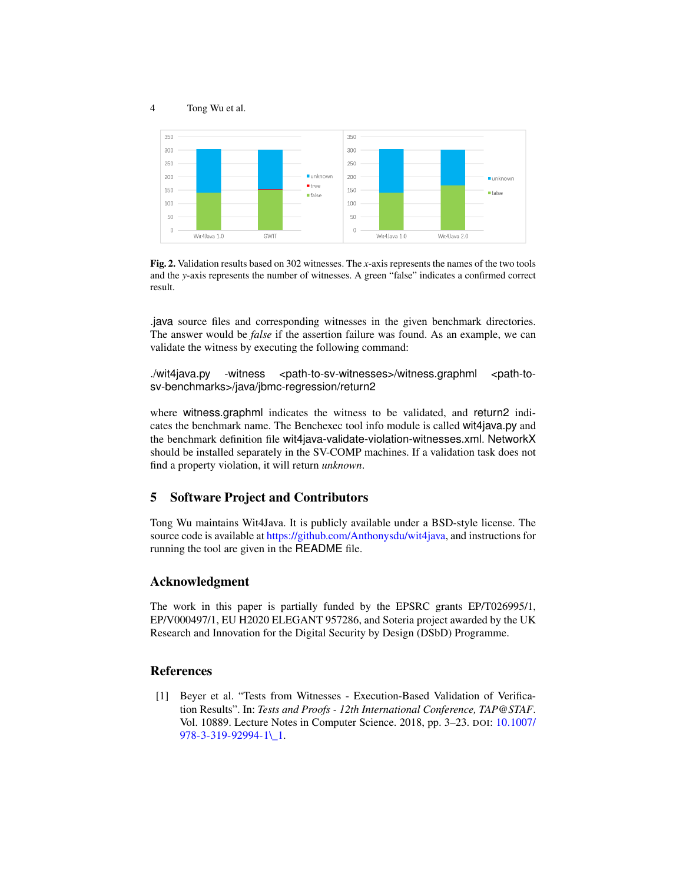**Fig. 2.** Validation results based on 302 witnesses. The *x*-axis represents the names of the two tools and the *y*-axis represents the number of witnesses. A green "false" indicates a confirmed correct result.

.java source files and corresponding witnesses in the given benchmark directories. The answer would be *false* if the assertion failure was found. As an example, we can validate the witness by executing the following command:

```
./wit4java.py -witness <path-to-sv-witnesses>/witness.graphml <path-to-sv-benchmarks>/java/jbmc-regression/return2
```

where witness.graphml indicates the witness to be validated, and return2 indicates the benchmark name. The Benchexec tool info module is called wit4java.py and the benchmark definition file wit4java-validate-violation-witnesses.xml. NetworkX should be installed separately in the SV-COMP machines. If a validation task does not find a property violation, it will return *unknown*.

## 5 Software Project and Contributors

Tong Wu maintains Wit4Java. It is publicly available under a BSD-style license. The source code is available at https://github.com/Anthonysdu/wit4java, and instructions for running the tool are given in the README file.

## Acknowledgment

The work in this paper is partially funded by the EPSRC grants EP/T026995/1, EP/V000497/1, EU H2020 ELEGANT 957286, and Soteria project awarded by the UK Research and Innovation for the Digital Security by Design (DSbD) Programme.

## References

[1] Beyer et al. "Tests from Witnesses - Execution-Based Validation of Verification Results". In: *Tests and Proofs - 12th International Conference, TAP@STAF*. Vol. 10889. Lecture Notes in Computer Science. 2018, pp. 3–23. DOI: 10.1007/978-3-319-92994-1_1.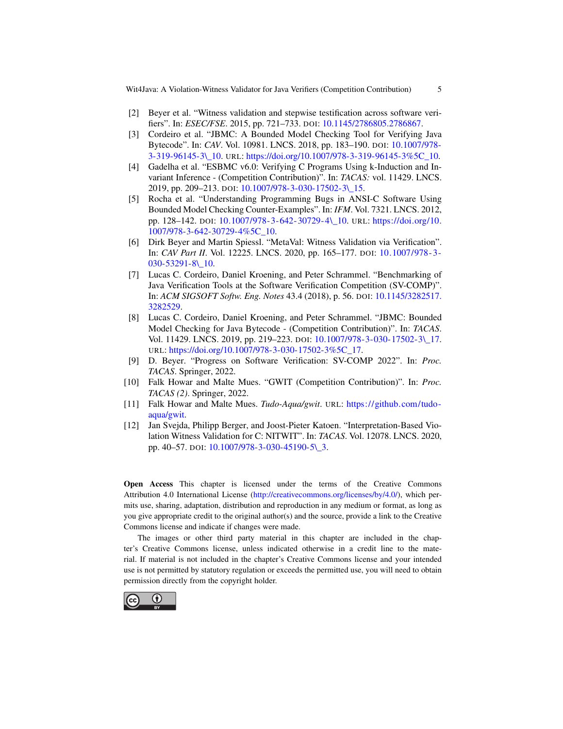[2] Beyer et al. "Witness validation and stepwise testification across software verifiers". In: *ESEC/FSE*. 2015, pp. 721–733. DOI: 10.1145/2786805.2786867.

[3] Cordeiro et al. "JBMC: A Bounded Model Checking Tool for Verifying Java Bytecode". In: *CAV*. Vol. 10981. LNCS. 2018, pp. 183–190. DOI: 10.1007/978-3-319-96145-3\_10. URL: https://doi.org/10.1007/978-3-319-96145-3%5C_10.

[4] Gadelha et al. "ESBMC v6.0: Verifying C Programs Using k-Induction and Invariant Inference - (Competition Contribution)". In: *TACAS:* vol. 11429. LNCS. 2019, pp. 209–213. DOI: 10.1007/978-3-030-17502-3\_15.

[5] Rocha et al. "Understanding Programming Bugs in ANSI-C Software Using Bounded Model Checking Counter-Examples". In: *IFM*. Vol. 7321. LNCS. 2012, pp. 128–142. DOI: 10.1007/978-3-642-30729-4\_10. URL: https://doi.org/10.1007/978-3-642-30729-4%5C_10.

[6] Dirk Beyer and Martin Spiessl. "MetaVal: Witness Validation via Verification". In: *CAV Part II*. Vol. 12225. LNCS. 2020, pp. 165–177. DOI: 10.1007/978-3-030-53291-8\_10.

[7] Lucas C. Cordeiro, Daniel Kroening, and Peter Schrammel. "Benchmarking of Java Verification Tools at the Software Verification Competition (SV-COMP)". In: *ACM SIGSOFT Softw. Eng. Notes* 43.4 (2018), p. 56. DOI: 10.1145/3282517.3282529.

[8] Lucas C. Cordeiro, Daniel Kroening, and Peter Schrammel. "JBMC: Bounded Model Checking for Java Bytecode - (Competition Contribution)". In: *TACAS*. Vol. 11429. LNCS. 2019, pp. 219–223. DOI: 10.1007/978-3-030-17502-3\_17. URL: https://doi.org/10.1007/978-3-030-17502-3%5C_17.

[9] D. Beyer. "Progress on Software Verification: SV-COMP 2022". In: *Proc. TACAS*. Springer, 2022.

[10] Falk Howar and Malte Mues. "GWIT (Competition Contribution)". In: *Proc. TACAS (2)*. Springer, 2022.

[11] Falk Howar and Malte Mues. *Tudo-Aqua/gwit*. URL: https://github.com/tudo-aqua/gwit.

[12] Jan Svejda, Philipp Berger, and Joost-Pieter Katoen. "Interpretation-Based Violation Witness Validation for C: NITWIT". In: *TACAS*. Vol. 12078. LNCS. 2020, pp. 40–57. DOI: 10.1007/978-3-030-45190-5\_3.

**Open Access** This chapter is licensed under the terms of the Creative Commons Attribution 4.0 International License (http://creativecommons.org/licenses/by/4.0/), which permits use, sharing, adaptation, distribution and reproduction in any medium or format, as long as you give appropriate credit to the original author(s) and the source, provide a link to the Creative Commons license and indicate if changes were made.

The images or other third party material in this chapter are included in the chapter's Creative Commons license, unless indicated otherwise in a credit line to the material. If material is not included in the chapter's Creative Commons license and your intended use is not permitted by statutory regulation or exceeds the permitted use, you will need to obtain permission directly from the copyright holder.